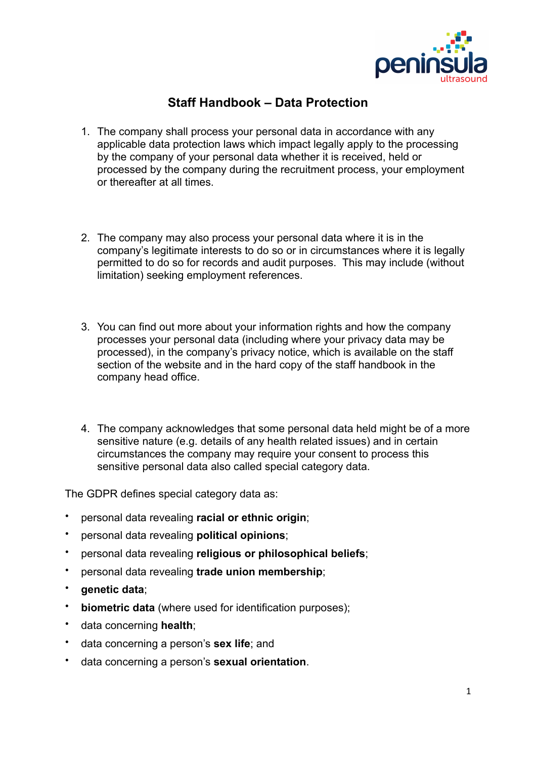# Staff Handbook – Data Protection

1. The company shall process your personal data in accordance with any applicable data protection laws which impact legally apply to the processing by the company of your personal data whether it is received, held or processed by the company during the recruitment process, your employment or thereafter at all times.

2. The company may also process your personal data where it is in the company's legitimate interests to do so or in circumstances where it is legally permitted to do so for records and audit purposes. This may include (without limitation) seeking employment references.

3. You can find out more about your information rights and how the company processes your personal data (including where your privacy data may be processed), in the company's privacy notice, which is available on the staff section of the website and in the hard copy of the staff handbook in the company head office.

4. The company acknowledges that some personal data held might be of a more sensitive nature (e.g. details of any health related issues) and in certain circumstances the company may require your consent to process this sensitive personal data also called special category data.

The GDPR defines special category data as:

- personal data revealing **racial or ethnic origin**;
- personal data revealing **political opinions**;
- personal data revealing **religious or philosophical beliefs**;
- personal data revealing **trade union membership**;
- **genetic data**;
- **biometric data** (where used for identification purposes);
- data concerning **health**;
- data concerning a person's **sex life**; and
- data concerning a person's **sexual orientation**.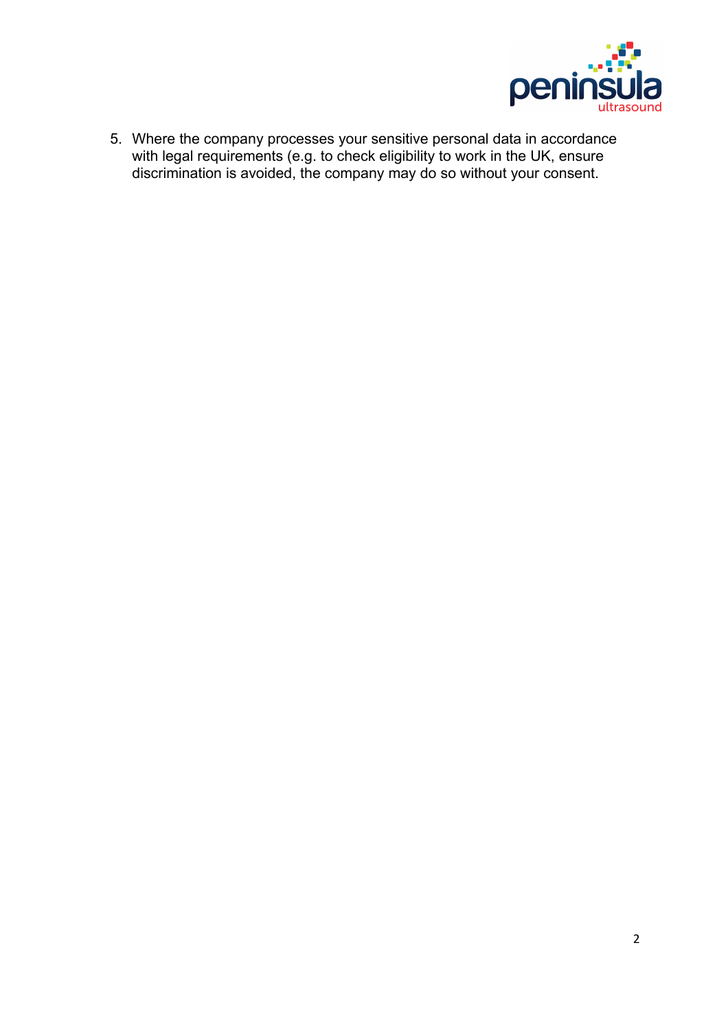5. Where the company processes your sensitive personal data in accordance with legal requirements (e.g. to check eligibility to work in the UK, ensure discrimination is avoided, the company may do so without your consent.